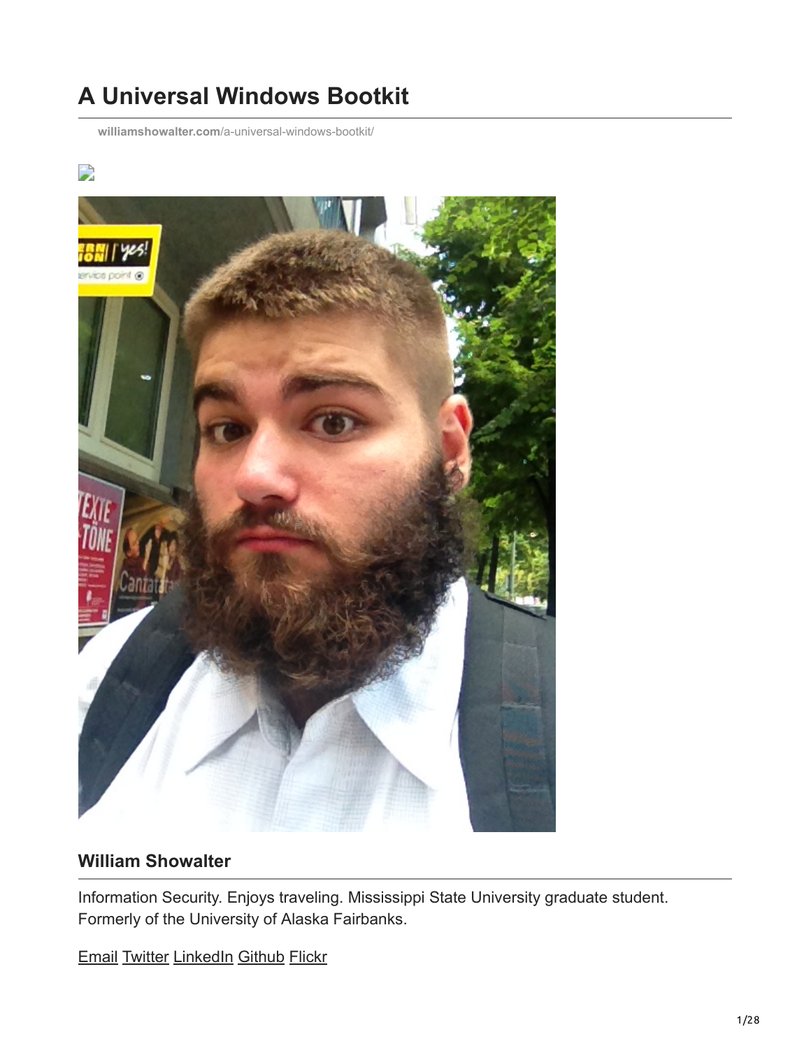# A Universal Windows Bootkit

williamshowalter.com/a-universal-windows-bootkit/

### William Showalter

Information Security. Enjoys traveling. Mississippi State University graduate student. Formerly of the University of Alaska Fairbanks.

Email Twitter LinkedIn Github Flickr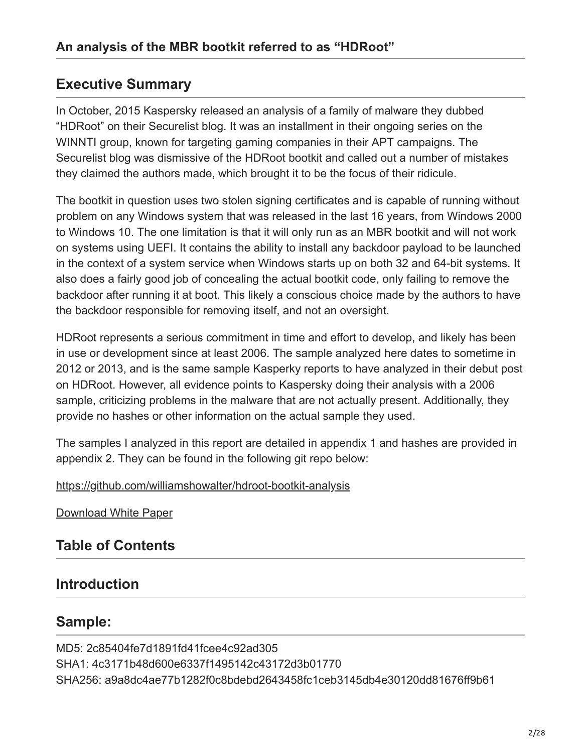## An analysis of the MBR bootkit referred to as "HDRoot"

## Executive Summary

In October, 2015 Kaspersky released an analysis of a family of malware they dubbed "HDRoot" on their Securelist blog. It was an installment in their ongoing series on the WINNTI group, known for targeting gaming companies in their APT campaigns. The Securelist blog was dismissive of the HDRoot bootkit and called out a number of mistakes they claimed the authors made, which brought it to be the focus of their ridicule.

The bootkit in question uses two stolen signing certificates and is capable of running without problem on any Windows system that was released in the last 16 years, from Windows 2000 to Windows 10. The one limitation is that it will only run as an MBR bootkit and will not work on systems using UEFI. It contains the ability to install any backdoor payload to be launched in the context of a system service when Windows starts up on both 32 and 64-bit systems. It also does a fairly good job of concealing the actual bootkit code, only failing to remove the backdoor after running it at boot. This likely a conscious choice made by the authors to have the backdoor responsible for removing itself, and not an oversight.

HDRoot represents a serious commitment in time and effort to develop, and likely has been in use or development since at least 2006. The sample analyzed here dates to sometime in 2012 or 2013, and is the same sample Kasperky reports to have analyzed in their debut post on HDRoot. However, all evidence points to Kaspersky doing their analysis with a 2006 sample, criticizing problems in the malware that are not actually present. Additionally, they provide no hashes or other information on the actual sample they used.

The samples I analyzed in this report are detailed in appendix 1 and hashes are provided in appendix 2. They can be found in the following git repo below:

https://github.com/williamshowalter/hdroot-bootkit-analysis

Download White Paper

## Table of Contents

## Introduction

## Sample:

MD5: 2c85404fe7d1891fd41fcee4c92ad305
SHA1: 4c3171b48d600e6337f1495142c43172d3b01770
SHA256: a9a8dc4ae77b1282f0c8bdebd2643458fc1ceb3145db4e30120dd81676ff9b61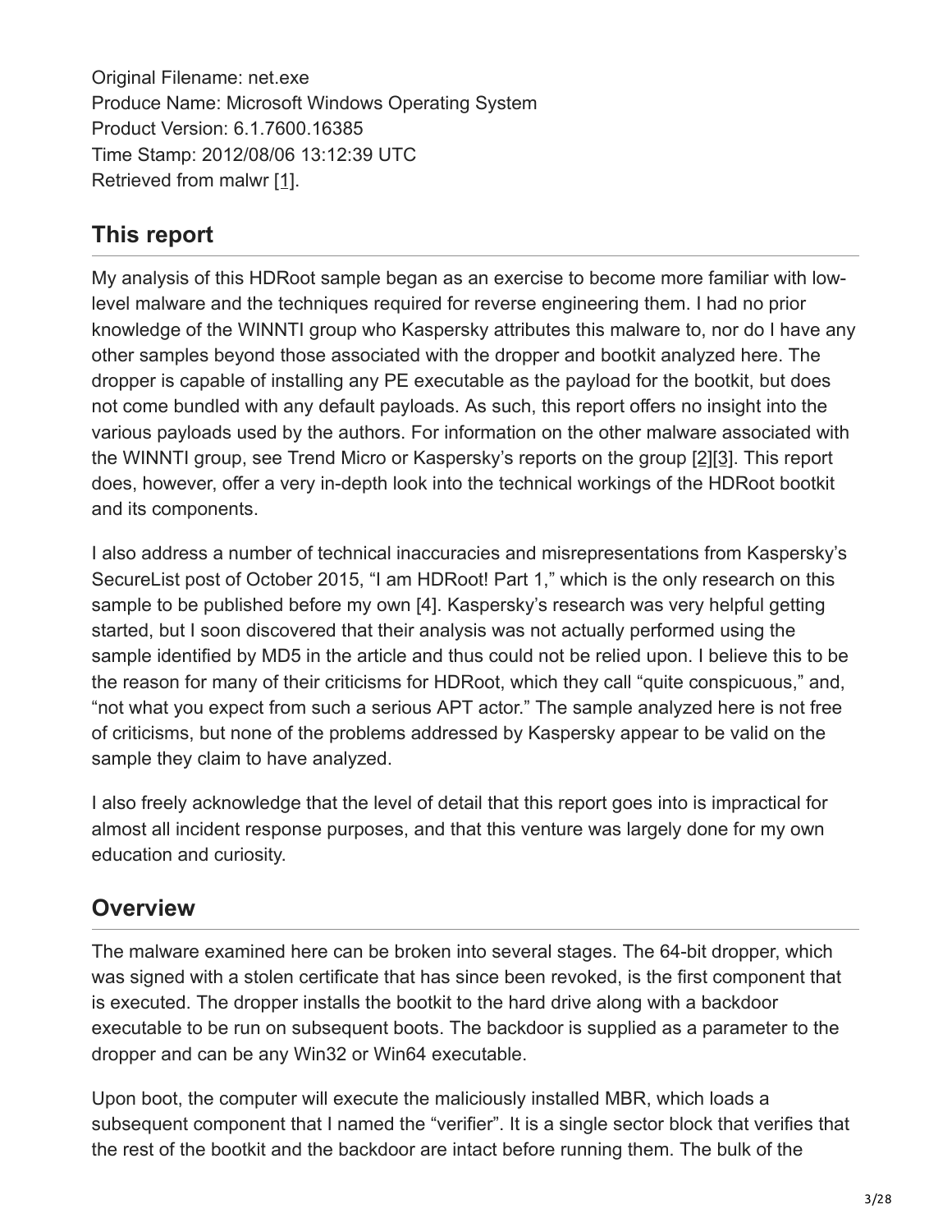Original Filename: net.exe
Produce Name: Microsoft Windows Operating System
Product Version: 6.1.7600.16385
Time Stamp: 2012/08/06 13:12:39 UTC
Retrieved from malwr [1].

## This report

My analysis of this HDRoot sample began as an exercise to become more familiar with low-level malware and the techniques required for reverse engineering them. I had no prior knowledge of the WINNTI group who Kaspersky attributes this malware to, nor do I have any other samples beyond those associated with the dropper and bootkit analyzed here. The dropper is capable of installing any PE executable as the payload for the bootkit, but does not come bundled with any default payloads. As such, this report offers no insight into the various payloads used by the authors. For information on the other malware associated with the WINNTI group, see Trend Micro or Kaspersky's reports on the group [2][3]. This report does, however, offer a very in-depth look into the technical workings of the HDRoot bootkit and its components.

I also address a number of technical inaccuracies and misrepresentations from Kaspersky's SecureList post of October 2015, "I am HDRoot! Part 1," which is the only research on this sample to be published before my own [4]. Kaspersky's research was very helpful getting started, but I soon discovered that their analysis was not actually performed using the sample identified by MD5 in the article and thus could not be relied upon. I believe this to be the reason for many of their criticisms for HDRoot, which they call "quite conspicuous," and, "not what you expect from such a serious APT actor." The sample analyzed here is not free of criticisms, but none of the problems addressed by Kaspersky appear to be valid on the sample they claim to have analyzed.

I also freely acknowledge that the level of detail that this report goes into is impractical for almost all incident response purposes, and that this venture was largely done for my own education and curiosity.

## Overview

The malware examined here can be broken into several stages. The 64-bit dropper, which was signed with a stolen certificate that has since been revoked, is the first component that is executed. The dropper installs the bootkit to the hard drive along with a backdoor executable to be run on subsequent boots. The backdoor is supplied as a parameter to the dropper and can be any Win32 or Win64 executable.

Upon boot, the computer will execute the maliciously installed MBR, which loads a subsequent component that I named the "verifier". It is a single sector block that verifies that the rest of the bootkit and the backdoor are intact before running them. The bulk of the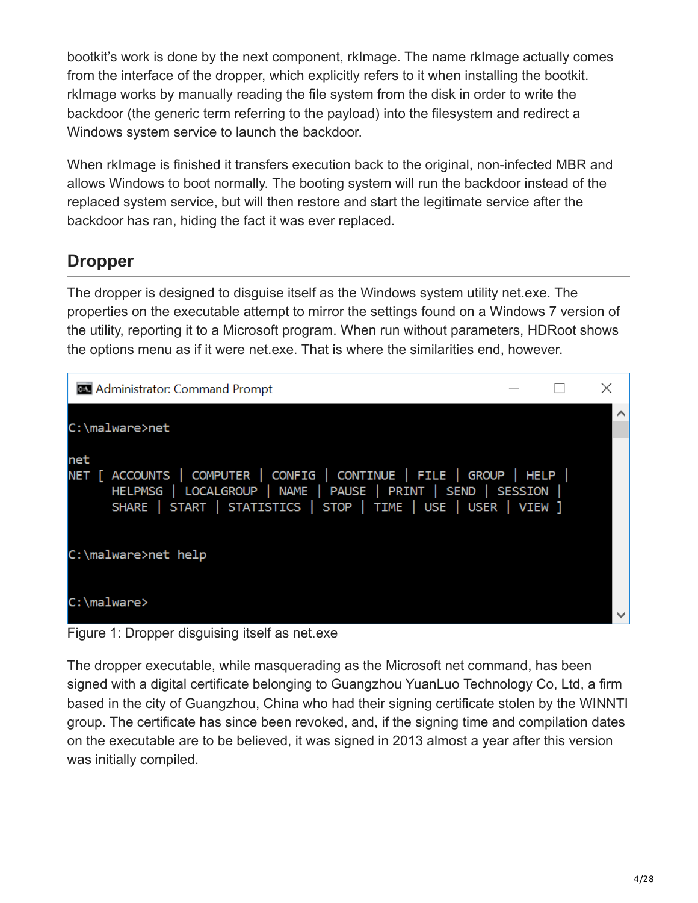bootkit's work is done by the next component, rkImage. The name rkImage actually comes from the interface of the dropper, which explicitly refers to it when installing the bootkit. rkImage works by manually reading the file system from the disk in order to write the backdoor (the generic term referring to the payload) into the filesystem and redirect a Windows system service to launch the backdoor.

When rkImage is finished it transfers execution back to the original, non-infected MBR and allows Windows to boot normally. The booting system will run the backdoor instead of the replaced system service, but will then restore and start the legitimate service after the backdoor has ran, hiding the fact it was ever replaced.

## Dropper

The dropper is designed to disguise itself as the Windows system utility net.exe. The properties on the executable attempt to mirror the settings found on a Windows 7 version of the utility, reporting it to a Microsoft program. When run without parameters, HDRoot shows the options menu as if it were net.exe. That is where the similarities end, however.

```
Administrator: Command Prompt

C:\malware>net

net
NET [ ACCOUNTS | COMPUTER | CONFIG | CONTINUE | FILE | GROUP | HELP |
      HELPMSG | LOCALGROUP | NAME | PAUSE | PRINT | SEND | SESSION |
      SHARE | START | STATISTICS | STOP | TIME | USE | USER | VIEW ]


C:\malware>net help


C:\malware>
```

Figure 1: Dropper disguising itself as net.exe

The dropper executable, while masquerading as the Microsoft net command, has been signed with a digital certificate belonging to Guangzhou YuanLuo Technology Co, Ltd, a firm based in the city of Guangzhou, China who had their signing certificate stolen by the WINNTI group. The certificate has since been revoked, and, if the signing time and compilation dates on the executable are to be believed, it was signed in 2013 almost a year after this version was initially compiled.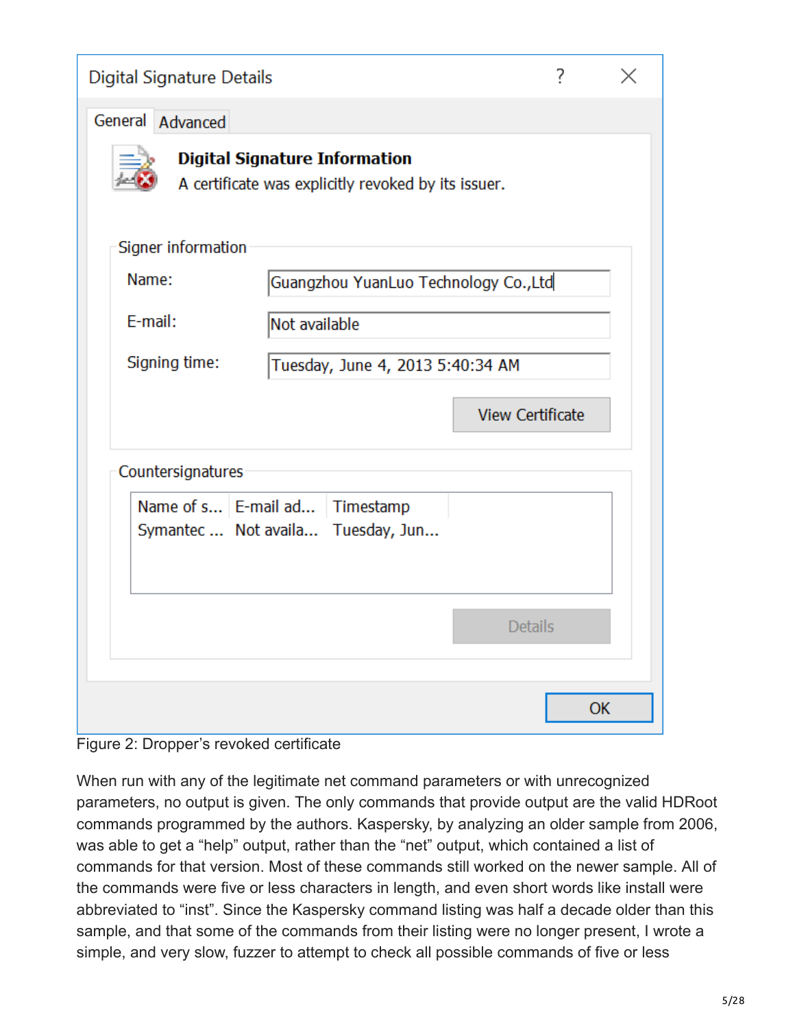Figure 2: Dropper's revoked certificate

When run with any of the legitimate net command parameters or with unrecognized parameters, no output is given. The only commands that provide output are the valid HDRoot commands programmed by the authors. Kaspersky, by analyzing an older sample from 2006, was able to get a "help" output, rather than the "net" output, which contained a list of commands for that version. Most of these commands still worked on the newer sample. All of the commands were five or less characters in length, and even short words like install were abbreviated to "inst". Since the Kaspersky command listing was half a decade older than this sample, and that some of the commands from their listing were no longer present, I wrote a simple, and very slow, fuzzer to attempt to check all possible commands of five or less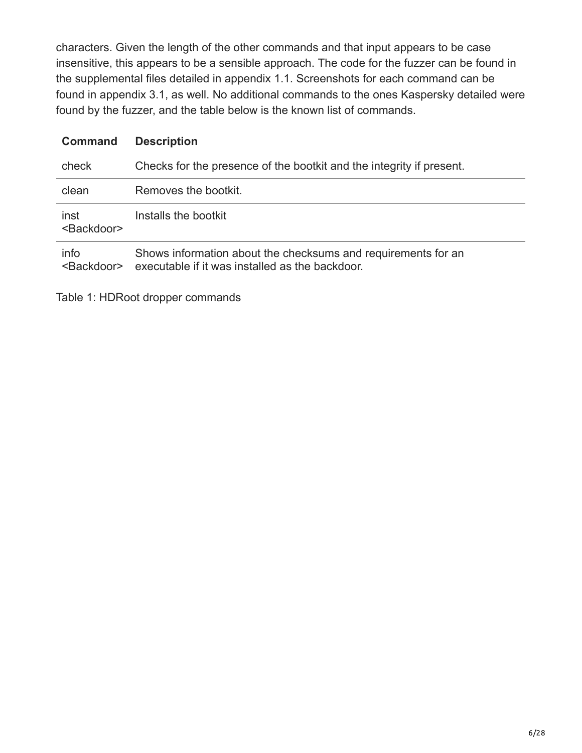characters. Given the length of the other commands and that input appears to be case insensitive, this appears to be a sensible approach. The code for the fuzzer can be found in the supplemental files detailed in appendix 1.1. Screenshots for each command can be found in appendix 3.1, as well. No additional commands to the ones Kaspersky detailed were found by the fuzzer, and the table below is the known list of commands.

| Command | Description |
| --- | --- |
| check | Checks for the presence of the bootkit and the integrity if present. |
| clean | Removes the bootkit. |
| inst <Backdoor> | Installs the bootkit |
| info <Backdoor> | Shows information about the checksums and requirements for an executable if it was installed as the backdoor. |

Table 1: HDRoot dropper commands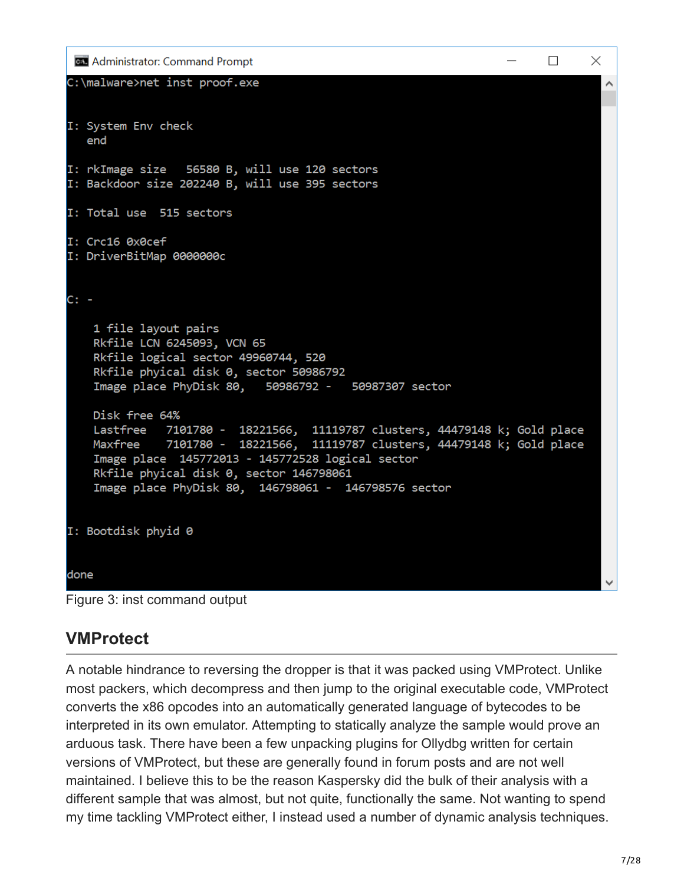```
C:\malware>net inst proof.exe


I: System Env check
   end

I: rkImage size   56580 B, will use 120 sectors
I: Backdoor size 202240 B, will use 395 sectors

I: Total use  515 sectors

I: Crc16 0x0cef
I: DriverBitMap 0000000c


C: -

    1 file layout pairs
    Rkfile LCN 6245093, VCN 65
    Rkfile logical sector 49960744, 520
    Rkfile phyical disk 0, sector 50986792
    Image place PhyDisk 80,    50986792 -   50987307 sector

    Disk free 64%
    Lastfree   7101780 -  18221566,  11119787 clusters, 44479148 k; Gold place
    Maxfree    7101780 -  18221566,  11119787 clusters, 44479148 k; Gold place
    Image place  145772013 - 145772528 logical sector
    Rkfile phyical disk 0, sector 146798061
    Image place PhyDisk 80,  146798061 -  146798576 sector


I: Bootdisk phyid 0


done
```

Figure 3: inst command output

## VMProtect

A notable hindrance to reversing the dropper is that it was packed using VMProtect. Unlike most packers, which decompress and then jump to the original executable code, VMProtect converts the x86 opcodes into an automatically generated language of bytecodes to be interpreted in its own emulator. Attempting to statically analyze the sample would prove an arduous task. There have been a few unpacking plugins for Ollydbg written for certain versions of VMProtect, but these are generally found in forum posts and are not well maintained. I believe this to be the reason Kaspersky did the bulk of their analysis with a different sample that was almost, but not quite, functionally the same. Not wanting to spend my time tackling VMProtect either, I instead used a number of dynamic analysis techniques.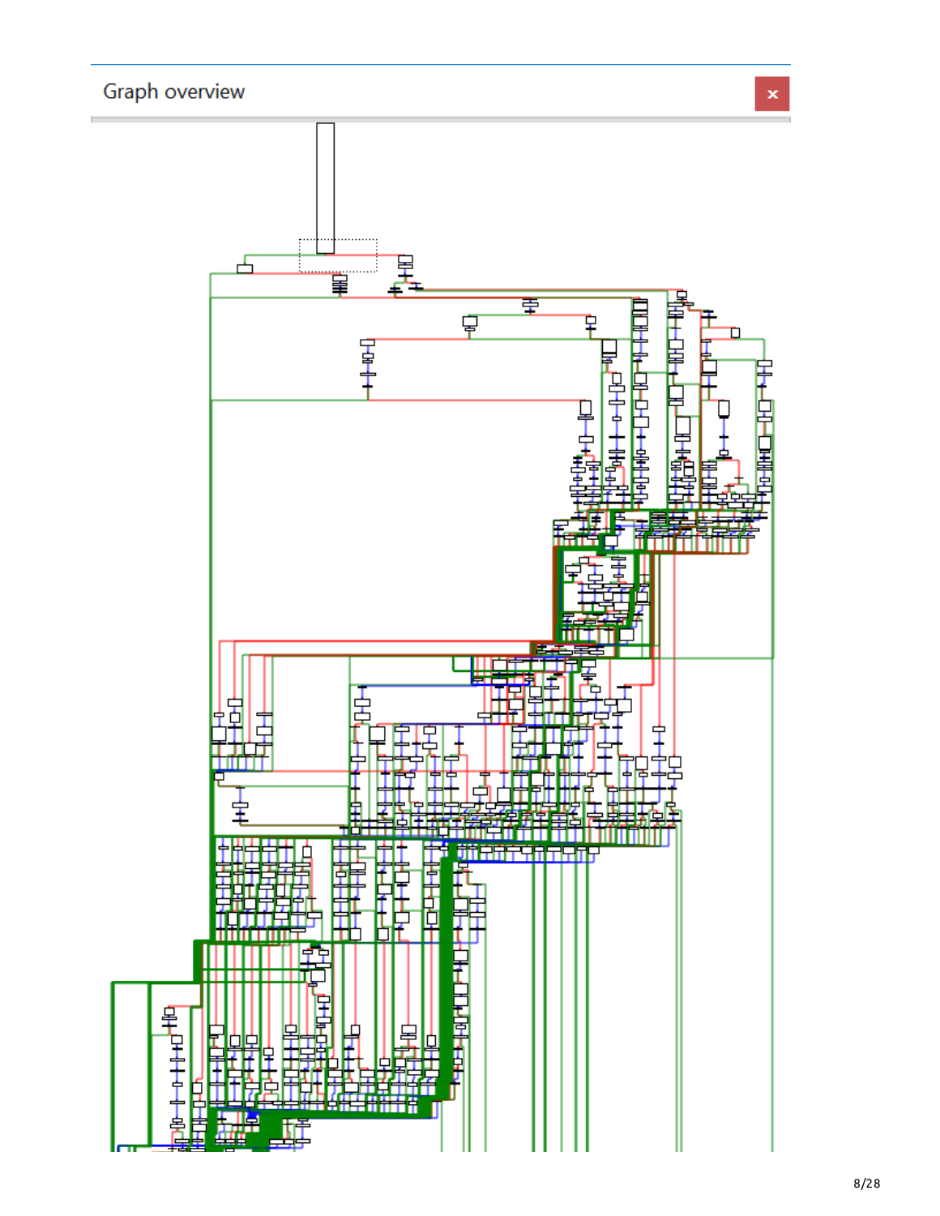Graph overview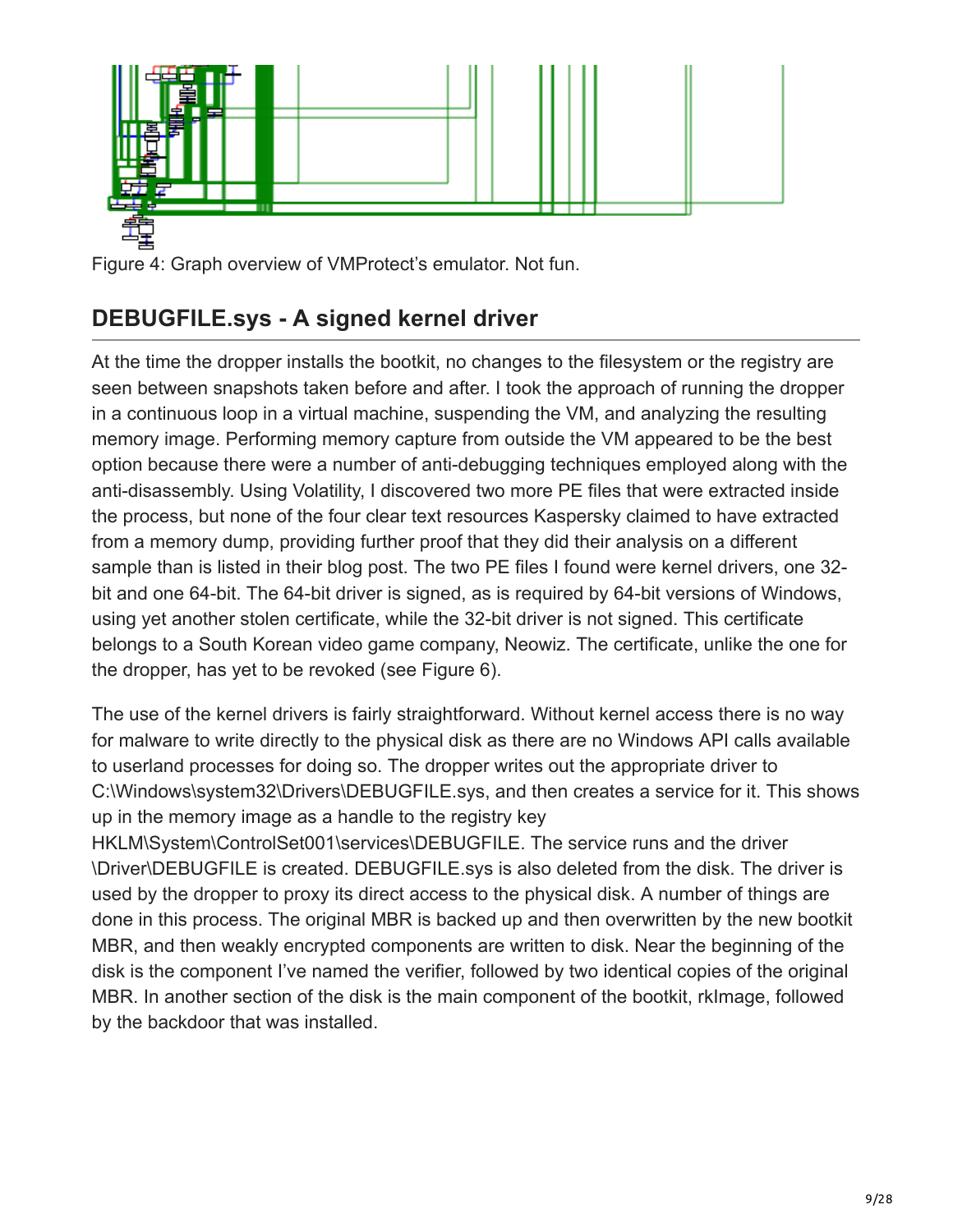Figure 4: Graph overview of VMProtect's emulator. Not fun.

## DEBUGFILE.sys - A signed kernel driver

At the time the dropper installs the bootkit, no changes to the filesystem or the registry are seen between snapshots taken before and after. I took the approach of running the dropper in a continuous loop in a virtual machine, suspending the VM, and analyzing the resulting memory image. Performing memory capture from outside the VM appeared to be the best option because there were a number of anti-debugging techniques employed along with the anti-disassembly. Using Volatility, I discovered two more PE files that were extracted inside the process, but none of the four clear text resources Kaspersky claimed to have extracted from a memory dump, providing further proof that they did their analysis on a different sample than is listed in their blog post. The two PE files I found were kernel drivers, one 32-bit and one 64-bit. The 64-bit driver is signed, as is required by 64-bit versions of Windows, using yet another stolen certificate, while the 32-bit driver is not signed. This certificate belongs to a South Korean video game company, Neowiz. The certificate, unlike the one for the dropper, has yet to be revoked (see Figure 6).

The use of the kernel drivers is fairly straightforward. Without kernel access there is no way for malware to write directly to the physical disk as there are no Windows API calls available to userland processes for doing so. The dropper writes out the appropriate driver to C:\Windows\system32\Drivers\DEBUGFILE.sys, and then creates a service for it. This shows up in the memory image as a handle to the registry key HKLM\System\ControlSet001\services\DEBUGFILE. The service runs and the driver \Driver\DEBUGFILE is created. DEBUGFILE.sys is also deleted from the disk. The driver is used by the dropper to proxy its direct access to the physical disk. A number of things are done in this process. The original MBR is backed up and then overwritten by the new bootkit MBR, and then weakly encrypted components are written to disk. Near the beginning of the disk is the component I've named the verifier, followed by two identical copies of the original MBR. In another section of the disk is the main component of the bootkit, rkImage, followed by the backdoor that was installed.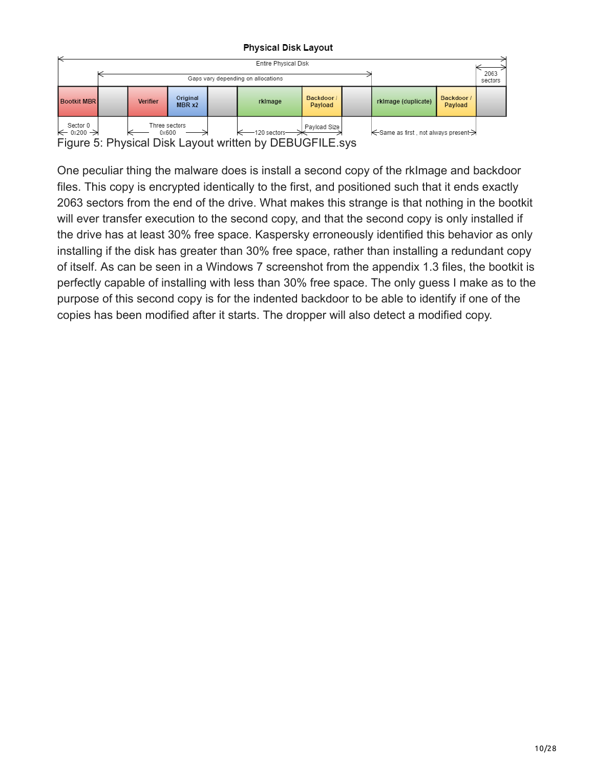**Physical Disk Layout**

| Bootkit MBR | | Verifier | Original MBR x2 | | rkImage | Backdoor / Payload | | rkImage (duplicate) | Backdoor / Payload | |
|---|---|---|---|---|---|---|---|---|---|---|

Entire Physical Disk

Gaps vary depending on allocations

2063 sectors

Sector 0 0x200

Three sectors 0x600

120 sectors

Payload Size

Same as first , not always present

Figure 5: Physical Disk Layout written by DEBUGFILE.sys

One peculiar thing the malware does is install a second copy of the rkImage and backdoor files. This copy is encrypted identically to the first, and positioned such that it ends exactly 2063 sectors from the end of the drive. What makes this strange is that nothing in the bootkit will ever transfer execution to the second copy, and that the second copy is only installed if the drive has at least 30% free space. Kaspersky erroneously identified this behavior as only installing if the disk has greater than 30% free space, rather than installing a redundant copy of itself. As can be seen in a Windows 7 screenshot from the appendix 1.3 files, the bootkit is perfectly capable of installing with less than 30% free space. The only guess I make as to the purpose of this second copy is for the indented backdoor to be able to identify if one of the copies has been modified after it starts. The dropper will also detect a modified copy.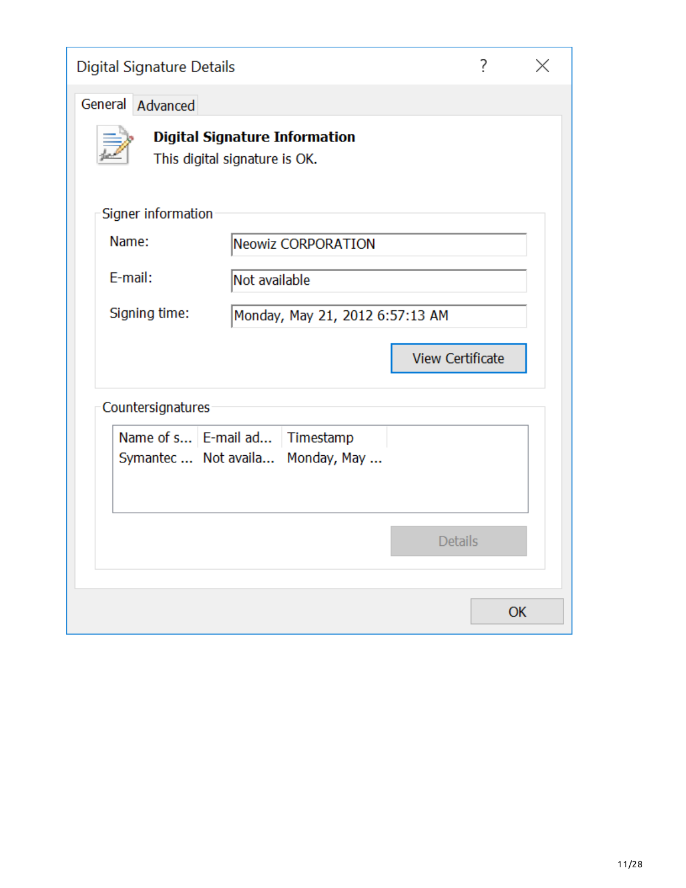Digital Signature Details

General | Advanced

**Digital Signature Information**

This digital signature is OK.

Signer information

Name: Neowiz CORPORATION

E-mail: Not available

Signing time: Monday, May 21, 2012 6:57:13 AM

View Certificate

Countersignatures

| Name of s... | E-mail ad... | Timestamp |
| --- | --- | --- |
| Symantec ... | Not availa... | Monday, May ... |

Details

OK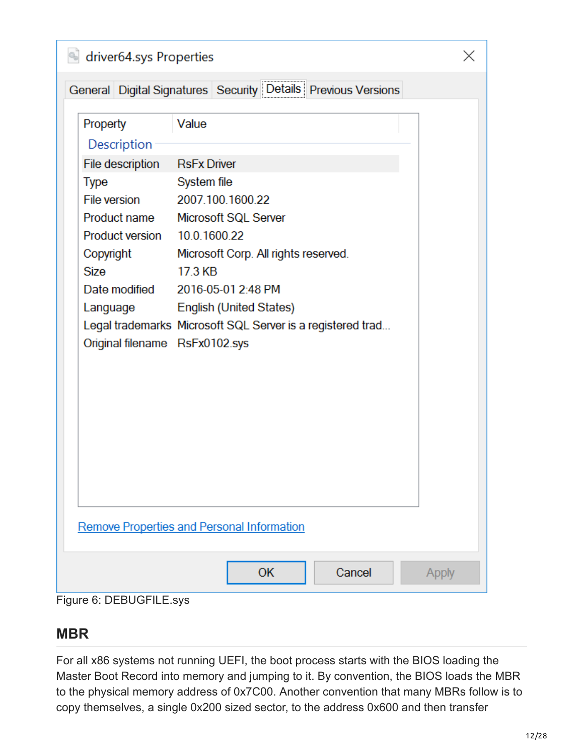driver64.sys Properties

General | Digital Signatures | Security | Details | Previous Versions

| Property | Value |
| --- | --- |
| **Description** | |
| File description | RsFx Driver |
| Type | System file |
| File version | 2007.100.1600.22 |
| Product name | Microsoft SQL Server |
| Product version | 10.0.1600.22 |
| Copyright | Microsoft Corp. All rights reserved. |
| Size | 17.3 KB |
| Date modified | 2016-05-01 2:48 PM |
| Language | English (United States) |
| Legal trademarks | Microsoft SQL Server is a registered trad... |
| Original filename | RsFx0102.sys |

Remove Properties and Personal Information

OK | Cancel | Apply

Figure 6: DEBUGFILE.sys

## MBR

For all x86 systems not running UEFI, the boot process starts with the BIOS loading the Master Boot Record into memory and jumping to it. By convention, the BIOS loads the MBR to the physical memory address of 0x7C00. Another convention that many MBRs follow is to copy themselves, a single 0x200 sized sector, to the address 0x600 and then transfer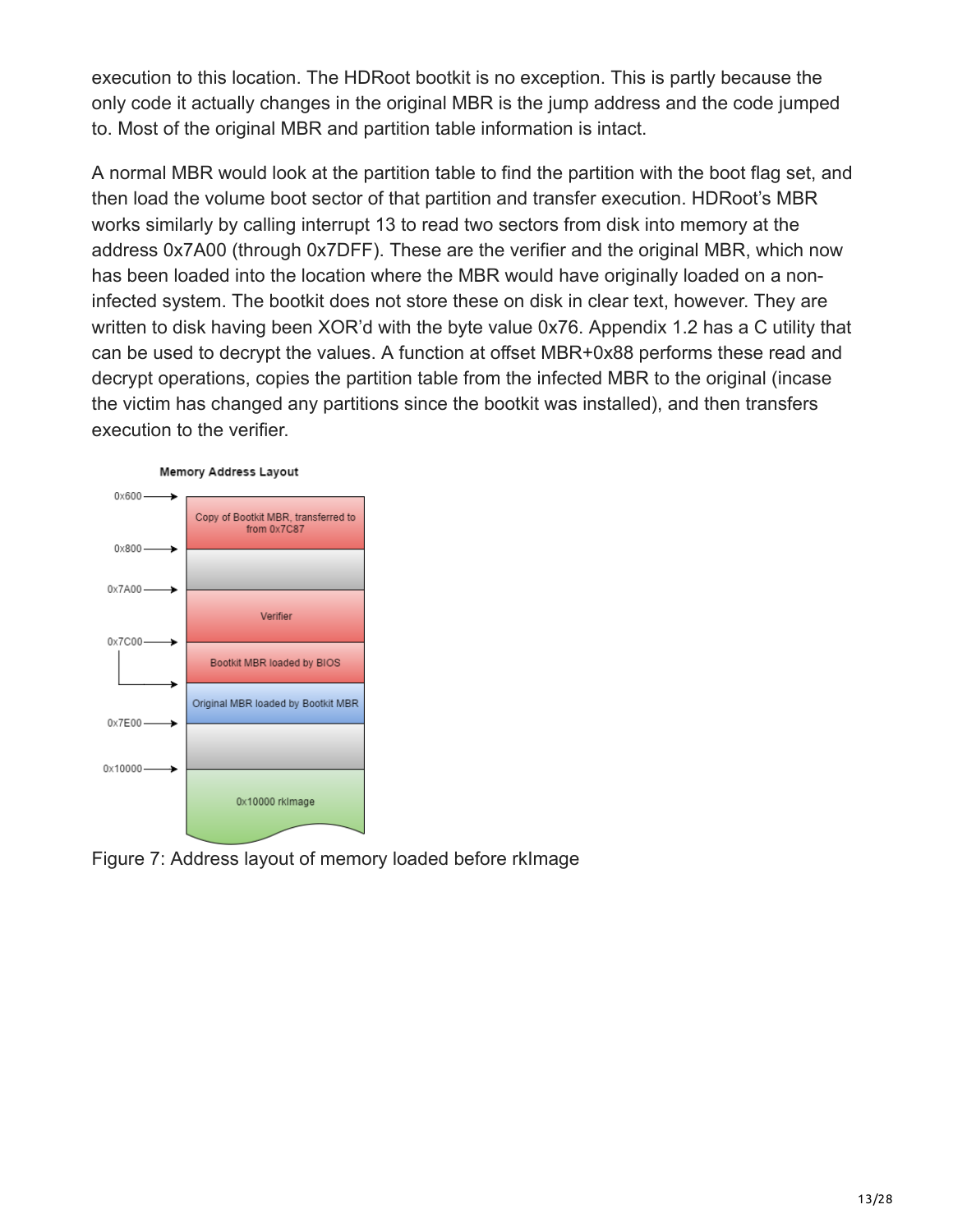execution to this location. The HDRoot bootkit is no exception. This is partly because the only code it actually changes in the original MBR is the jump address and the code jumped to. Most of the original MBR and partition table information is intact.

A normal MBR would look at the partition table to find the partition with the boot flag set, and then load the volume boot sector of that partition and transfer execution. HDRoot's MBR works similarly by calling interrupt 13 to read two sectors from disk into memory at the address 0x7A00 (through 0x7DFF). These are the verifier and the original MBR, which now has been loaded into the location where the MBR would have originally loaded on a non-infected system. The bootkit does not store these on disk in clear text, however. They are written to disk having been XOR'd with the byte value 0x76. Appendix 1.2 has a C utility that can be used to decrypt the values. A function at offset MBR+0x88 performs these read and decrypt operations, copies the partition table from the infected MBR to the original (incase the victim has changed any partitions since the bootkit was installed), and then transfers execution to the verifier.

Memory Address Layout

| Address | Contents |
| --- | --- |
| 0x600 | Copy of Bootkit MBR, transferred to from 0x7C87 |
| 0x800 | |
| 0x7A00 | Verifier |
| 0x7C00 | Bootkit MBR loaded by BIOS |
| | Original MBR loaded by Bootkit MBR |
| 0x7E00 | |
| 0x10000 | 0x10000 rkImage |

Figure 7: Address layout of memory loaded before rkImage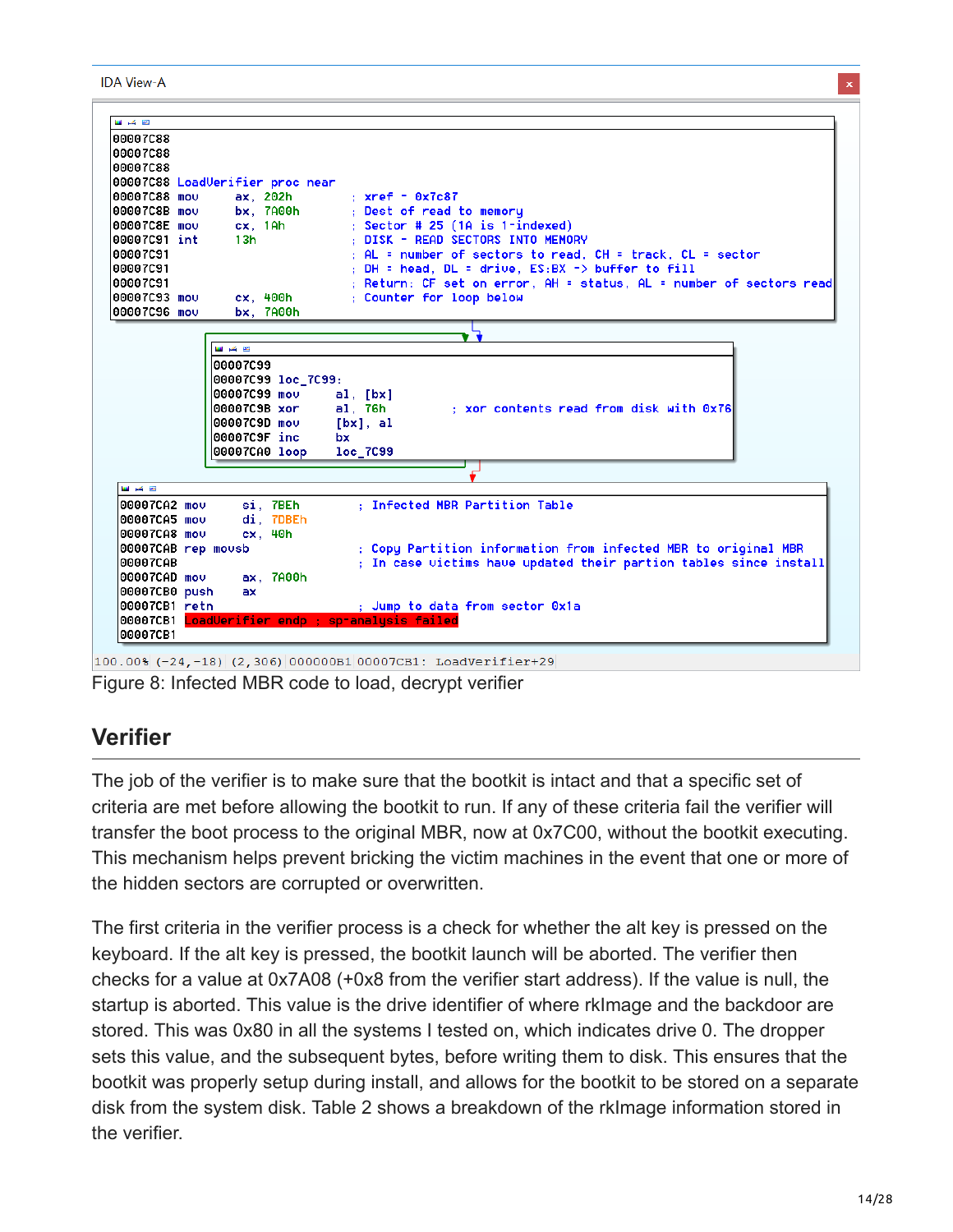IDA View-A

```
00007C88
00007C88
00007C88
00007C88 LoadVerifier proc near
00007C88 mov     ax, 202h          ; xref - 0x7c87
00007C8B mov     bx, 7A00h         ; Dest of read to memory
00007C8E mov     cx, 1Ah           ; Sector # 25 (1A is 1-indexed)
00007C91 int     13h               ; DISK - READ SECTORS INTO MEMORY
00007C91                           ; AL = number of sectors to read, CH = track, CL = sector
00007C91                           ; DH = head, DL = drive, ES:BX -> buffer to fill
00007C91                           ; Return: CF set on error, AH = status, AL = number of sectors read
00007C93 mov     cx, 400h          ; Counter for loop below
00007C96 mov     bx, 7A00h

00007C99
00007C99 loc_7C99:
00007C99 mov     al, [bx]
00007C9B xor     al, 76h           ; xor contents read from disk with 0x76
00007C9D mov     [bx], al
00007C9F inc     bx
00007CA0 loop    loc_7C99

00007CA2 mov     si, 7BEh          ; Infected MBR Partition Table
00007CA5 mov     di, 7DBEh
00007CA8 mov     cx, 40h
00007CAB rep movsb                 ; Copy Partition information from infected MBR to original MBR
00007CAB                           ; In case victims have updated their partion tables since install
00007CAD mov     ax, 7A00h
00007CB0 push    ax
00007CB1 retn                      ; Jump to data from sector 0x1a
00007CB1 LoadVerifier endp ; sp-analysis failed
00007CB1
```

100.00% (-24,-18) (2,306) 000000B1 00007CB1: LoadVerifier+29

Figure 8: Infected MBR code to load, decrypt verifier

## Verifier

The job of the verifier is to make sure that the bootkit is intact and that a specific set of criteria are met before allowing the bootkit to run. If any of these criteria fail the verifier will transfer the boot process to the original MBR, now at 0x7C00, without the bootkit executing. This mechanism helps prevent bricking the victim machines in the event that one or more of the hidden sectors are corrupted or overwritten.

The first criteria in the verifier process is a check for whether the alt key is pressed on the keyboard. If the alt key is pressed, the bootkit launch will be aborted. The verifier then checks for a value at 0x7A08 (+0x8 from the verifier start address). If the value is null, the startup is aborted. This value is the drive identifier of where rkImage and the backdoor are stored. This was 0x80 in all the systems I tested on, which indicates drive 0. The dropper sets this value, and the subsequent bytes, before writing them to disk. This ensures that the bootkit was properly setup during install, and allows for the bootkit to be stored on a separate disk from the system disk. Table 2 shows a breakdown of the rkImage information stored in the verifier.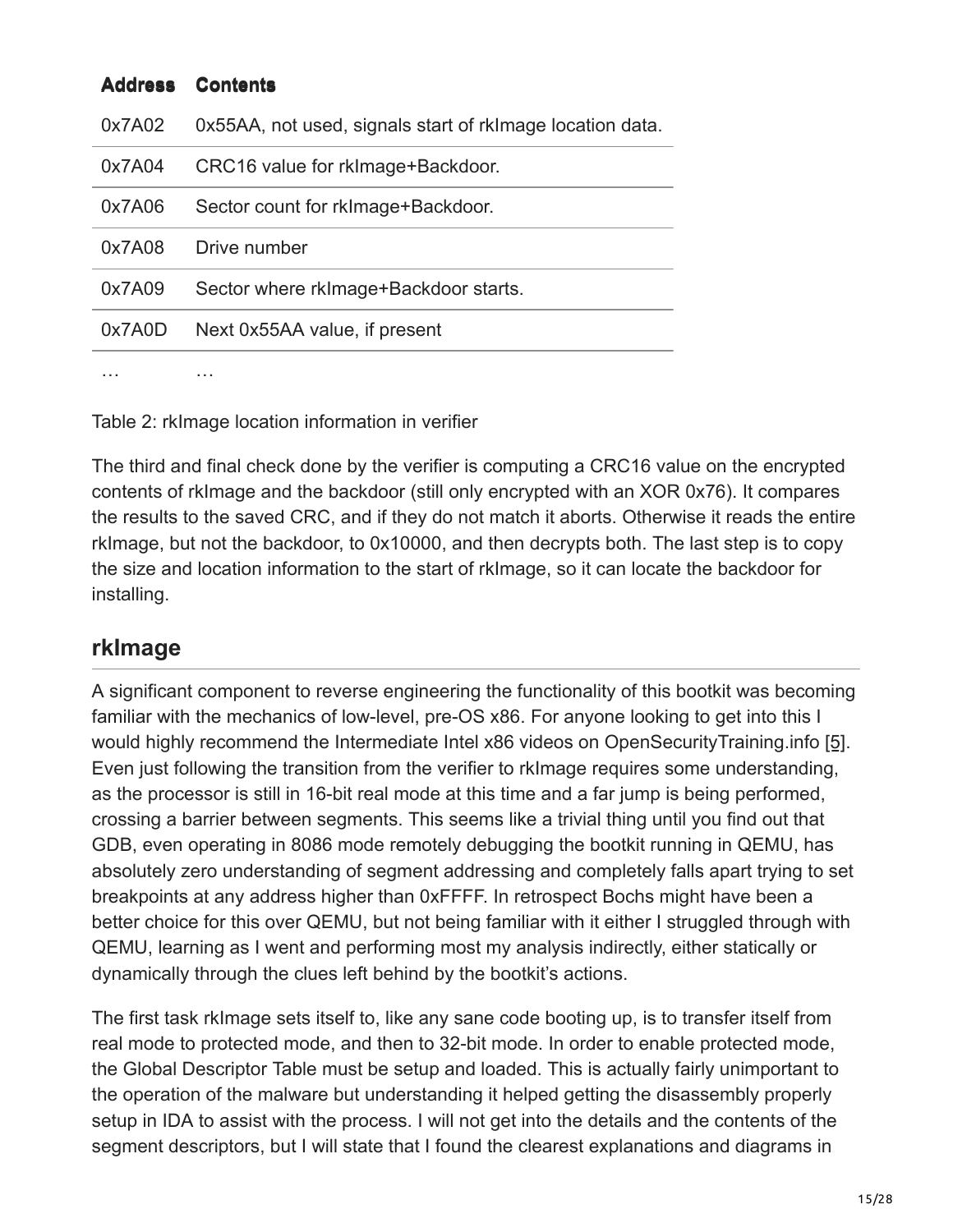| Address | Contents |
| --- | --- |
| 0x7A02 | 0x55AA, not used, signals start of rkImage location data. |
| 0x7A04 | CRC16 value for rkImage+Backdoor. |
| 0x7A06 | Sector count for rkImage+Backdoor. |
| 0x7A08 | Drive number |
| 0x7A09 | Sector where rkImage+Backdoor starts. |
| 0x7A0D | Next 0x55AA value, if present |
| … | … |

Table 2: rkImage location information in verifier

The third and final check done by the verifier is computing a CRC16 value on the encrypted contents of rkImage and the backdoor (still only encrypted with an XOR 0x76). It compares the results to the saved CRC, and if they do not match it aborts. Otherwise it reads the entire rkImage, but not the backdoor, to 0x10000, and then decrypts both. The last step is to copy the size and location information to the start of rkImage, so it can locate the backdoor for installing.

## rkImage

A significant component to reverse engineering the functionality of this bootkit was becoming familiar with the mechanics of low-level, pre-OS x86. For anyone looking to get into this I would highly recommend the Intermediate Intel x86 videos on OpenSecurityTraining.info [5]. Even just following the transition from the verifier to rkImage requires some understanding, as the processor is still in 16-bit real mode at this time and a far jump is being performed, crossing a barrier between segments. This seems like a trivial thing until you find out that GDB, even operating in 8086 mode remotely debugging the bootkit running in QEMU, has absolutely zero understanding of segment addressing and completely falls apart trying to set breakpoints at any address higher than 0xFFFF. In retrospect Bochs might have been a better choice for this over QEMU, but not being familiar with it either I struggled through with QEMU, learning as I went and performing most my analysis indirectly, either statically or dynamically through the clues left behind by the bootkit's actions.

The first task rkImage sets itself to, like any sane code booting up, is to transfer itself from real mode to protected mode, and then to 32-bit mode. In order to enable protected mode, the Global Descriptor Table must be setup and loaded. This is actually fairly unimportant to the operation of the malware but understanding it helped getting the disassembly properly setup in IDA to assist with the process. I will not get into the details and the contents of the segment descriptors, but I will state that I found the clearest explanations and diagrams in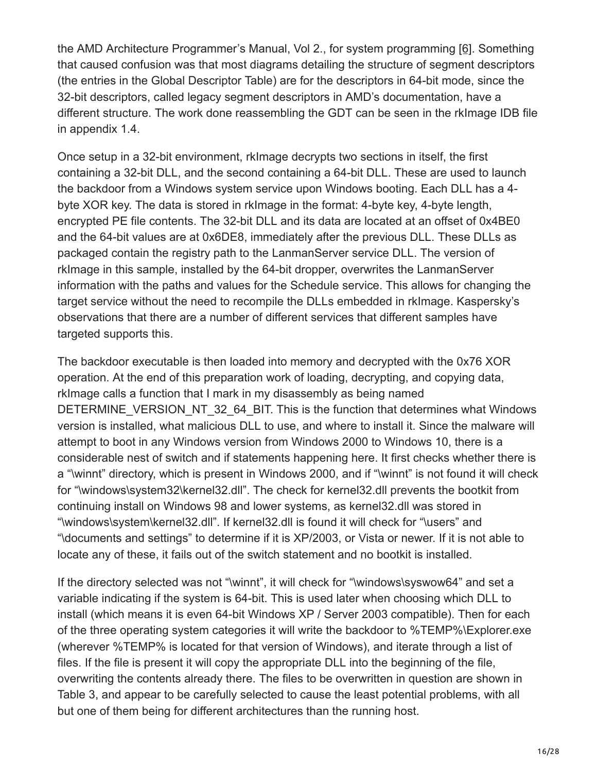the AMD Architecture Programmer's Manual, Vol 2., for system programming [6]. Something that caused confusion was that most diagrams detailing the structure of segment descriptors (the entries in the Global Descriptor Table) are for the descriptors in 64-bit mode, since the 32-bit descriptors, called legacy segment descriptors in AMD's documentation, have a different structure. The work done reassembling the GDT can be seen in the rkImage IDB file in appendix 1.4.

Once setup in a 32-bit environment, rkImage decrypts two sections in itself, the first containing a 32-bit DLL, and the second containing a 64-bit DLL. These are used to launch the backdoor from a Windows system service upon Windows booting. Each DLL has a 4-byte XOR key. The data is stored in rkImage in the format: 4-byte key, 4-byte length, encrypted PE file contents. The 32-bit DLL and its data are located at an offset of 0x4BE0 and the 64-bit values are at 0x6DE8, immediately after the previous DLL. These DLLs as packaged contain the registry path to the LanmanServer service DLL. The version of rkImage in this sample, installed by the 64-bit dropper, overwrites the LanmanServer information with the paths and values for the Schedule service. This allows for changing the target service without the need to recompile the DLLs embedded in rkImage. Kaspersky's observations that there are a number of different services that different samples have targeted supports this.

The backdoor executable is then loaded into memory and decrypted with the 0x76 XOR operation. At the end of this preparation work of loading, decrypting, and copying data, rkImage calls a function that I mark in my disassembly as being named DETERMINE_VERSION_NT_32_64_BIT. This is the function that determines what Windows version is installed, what malicious DLL to use, and where to install it. Since the malware will attempt to boot in any Windows version from Windows 2000 to Windows 10, there is a considerable nest of switch and if statements happening here. It first checks whether there is a "\winnt" directory, which is present in Windows 2000, and if "\winnt" is not found it will check for "\windows\system32\kernel32.dll". The check for kernel32.dll prevents the bootkit from continuing install on Windows 98 and lower systems, as kernel32.dll was stored in "\windows\system\kernel32.dll". If kernel32.dll is found it will check for "\users" and "\documents and settings" to determine if it is XP/2003, or Vista or newer. If it is not able to locate any of these, it fails out of the switch statement and no bootkit is installed.

If the directory selected was not "\winnt", it will check for "\windows\syswow64" and set a variable indicating if the system is 64-bit. This is used later when choosing which DLL to install (which means it is even 64-bit Windows XP / Server 2003 compatible). Then for each of the three operating system categories it will write the backdoor to %TEMP%\Explorer.exe (wherever %TEMP% is located for that version of Windows), and iterate through a list of files. If the file is present it will copy the appropriate DLL into the beginning of the file, overwriting the contents already there. The files to be overwritten in question are shown in Table 3, and appear to be carefully selected to cause the least potential problems, with all but one of them being for different architectures than the running host.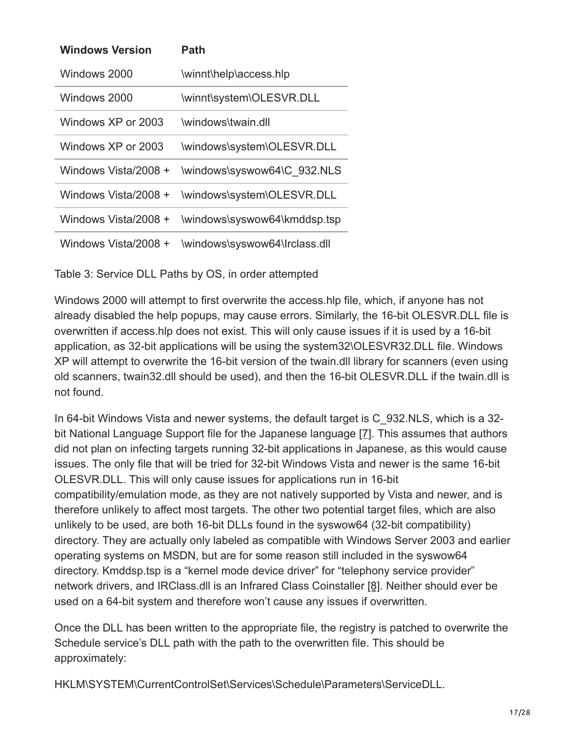| Windows Version | Path |
| --- | --- |
| Windows 2000 | \winnt\help\access.hlp |
| Windows 2000 | \winnt\system\OLESVR.DLL |
| Windows XP or 2003 | \windows\twain.dll |
| Windows XP or 2003 | \windows\system\OLESVR.DLL |
| Windows Vista/2008 + | \windows\syswow64\C_932.NLS |
| Windows Vista/2008 + | \windows\system\OLESVR.DLL |
| Windows Vista/2008 + | \windows\syswow64\kmddsp.tsp |
| Windows Vista/2008 + | \windows\syswow64\lrclass.dll |

Table 3: Service DLL Paths by OS, in order attempted

Windows 2000 will attempt to first overwrite the access.hlp file, which, if anyone has not already disabled the help popups, may cause errors. Similarly, the 16-bit OLESVR.DLL file is overwritten if access.hlp does not exist. This will only cause issues if it is used by a 16-bit application, as 32-bit applications will be using the system32\OLESVR32.DLL file. Windows XP will attempt to overwrite the 16-bit version of the twain.dll library for scanners (even using old scanners, twain32.dll should be used), and then the 16-bit OLESVR.DLL if the twain.dll is not found.

In 64-bit Windows Vista and newer systems, the default target is C_932.NLS, which is a 32-bit National Language Support file for the Japanese language [7]. This assumes that authors did not plan on infecting targets running 32-bit applications in Japanese, as this would cause issues. The only file that will be tried for 32-bit Windows Vista and newer is the same 16-bit OLESVR.DLL. This will only cause issues for applications run in 16-bit compatibility/emulation mode, as they are not natively supported by Vista and newer, and is therefore unlikely to affect most targets. The other two potential target files, which are also unlikely to be used, are both 16-bit DLLs found in the syswow64 (32-bit compatibility) directory. They are actually only labeled as compatible with Windows Server 2003 and earlier operating systems on MSDN, but are for some reason still included in the syswow64 directory. Kmddsp.tsp is a "kernel mode device driver" for "telephony service provider" network drivers, and IRClass.dll is an Infrared Class Coinstaller [8]. Neither should ever be used on a 64-bit system and therefore won't cause any issues if overwritten.

Once the DLL has been written to the appropriate file, the registry is patched to overwrite the Schedule service's DLL path with the path to the overwritten file. This should be approximately:

HKLM\SYSTEM\CurrentControlSet\Services\Schedule\Parameters\ServiceDLL.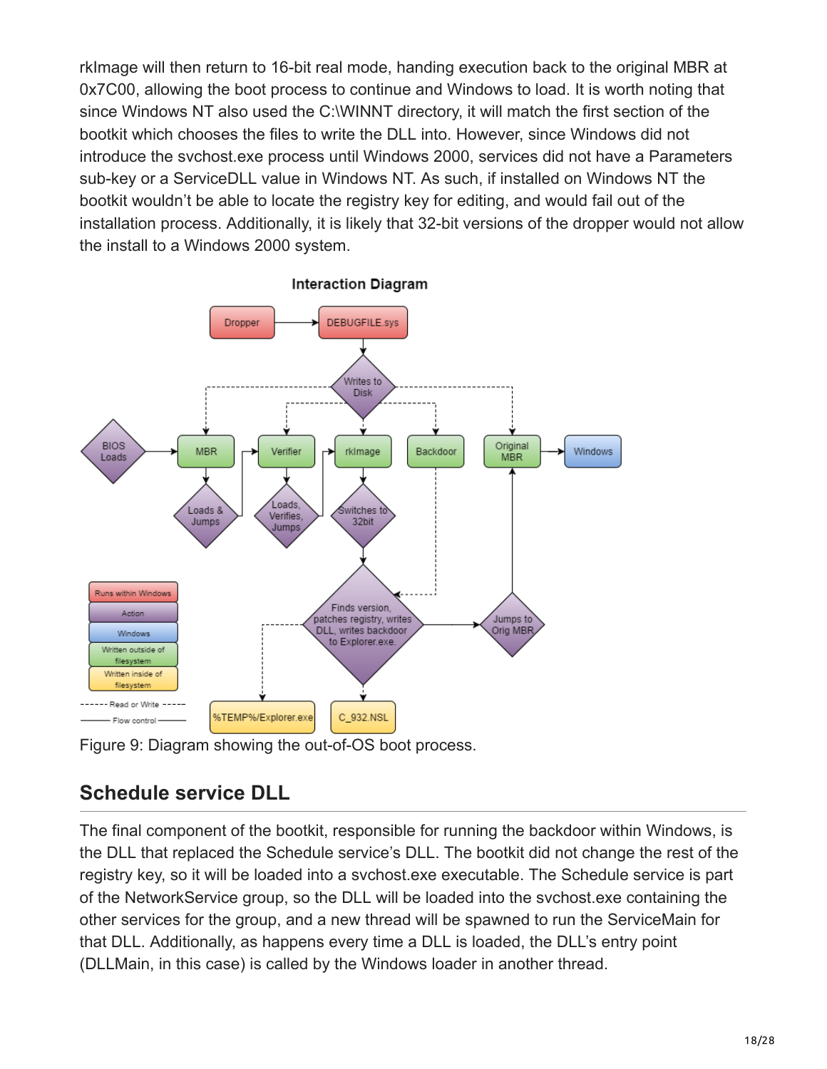rkImage will then return to 16-bit real mode, handing execution back to the original MBR at 0x7C00, allowing the boot process to continue and Windows to load. It is worth noting that since Windows NT also used the C:\WINNT directory, it will match the first section of the bootkit which chooses the files to write the DLL into. However, since Windows did not introduce the svchost.exe process until Windows 2000, services did not have a Parameters sub-key or a ServiceDLL value in Windows NT. As such, if installed on Windows NT the bootkit wouldn't be able to locate the registry key for editing, and would fail out of the installation process. Additionally, it is likely that 32-bit versions of the dropper would not allow the install to a Windows 2000 system.

Figure 9: Diagram showing the out-of-OS boot process.

## Schedule service DLL

The final component of the bootkit, responsible for running the backdoor within Windows, is the DLL that replaced the Schedule service's DLL. The bootkit did not change the rest of the registry key, so it will be loaded into a svchost.exe executable. The Schedule service is part of the NetworkService group, so the DLL will be loaded into the svchost.exe containing the other services for the group, and a new thread will be spawned to run the ServiceMain for that DLL. Additionally, as happens every time a DLL is loaded, the DLL's entry point (DLLMain, in this case) is called by the Windows loader in another thread.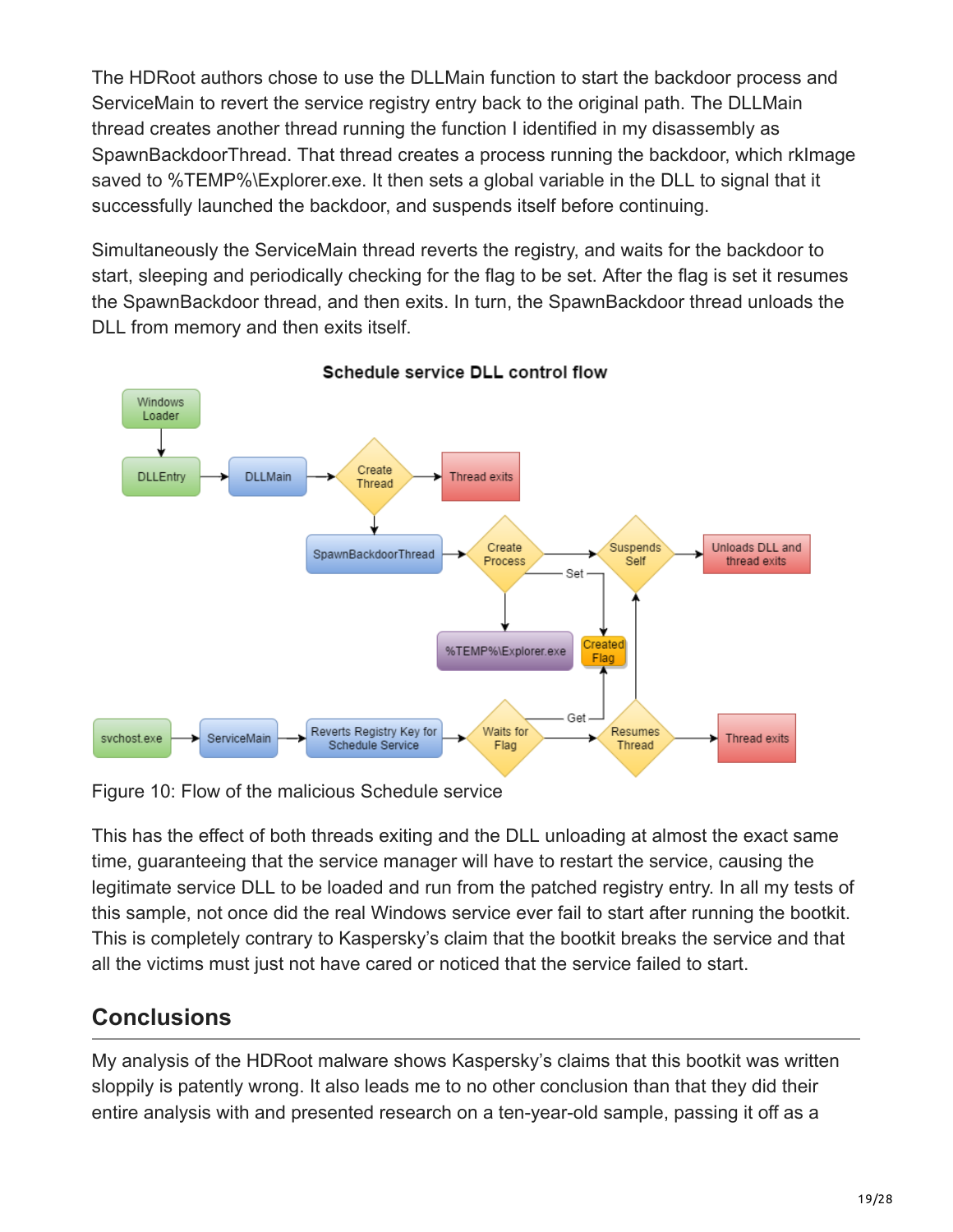The HDRoot authors chose to use the DLLMain function to start the backdoor process and ServiceMain to revert the service registry entry back to the original path. The DLLMain thread creates another thread running the function I identified in my disassembly as SpawnBackdoorThread. That thread creates a process running the backdoor, which rkImage saved to %TEMP%\Explorer.exe. It then sets a global variable in the DLL to signal that it successfully launched the backdoor, and suspends itself before continuing.

Simultaneously the ServiceMain thread reverts the registry, and waits for the backdoor to start, sleeping and periodically checking for the flag to be set. After the flag is set it resumes the SpawnBackdoor thread, and then exits. In turn, the SpawnBackdoor thread unloads the DLL from memory and then exits itself.

Figure 10: Flow of the malicious Schedule service

This has the effect of both threads exiting and the DLL unloading at almost the exact same time, guaranteeing that the service manager will have to restart the service, causing the legitimate service DLL to be loaded and run from the patched registry entry. In all my tests of this sample, not once did the real Windows service ever fail to start after running the bootkit. This is completely contrary to Kaspersky's claim that the bootkit breaks the service and that all the victims must just not have cared or noticed that the service failed to start.

## Conclusions

My analysis of the HDRoot malware shows Kaspersky's claims that this bootkit was written sloppily is patently wrong. It also leads me to no other conclusion than that they did their entire analysis with and presented research on a ten-year-old sample, passing it off as a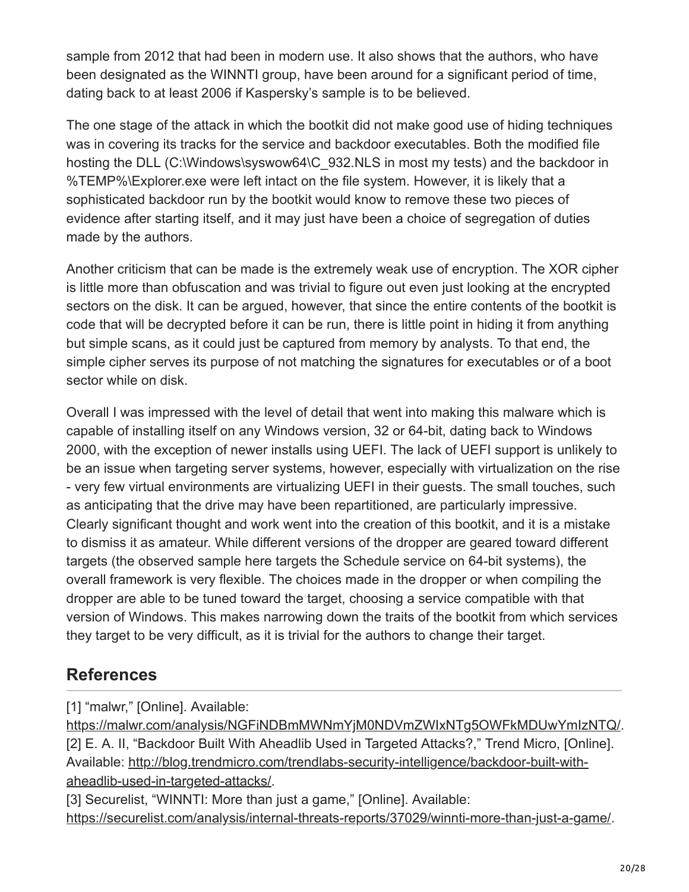sample from 2012 that had been in modern use. It also shows that the authors, who have been designated as the WINNTI group, have been around for a significant period of time, dating back to at least 2006 if Kaspersky's sample is to be believed.

The one stage of the attack in which the bootkit did not make good use of hiding techniques was in covering its tracks for the service and backdoor executables. Both the modified file hosting the DLL (C:\Windows\syswow64\C_932.NLS in most my tests) and the backdoor in %TEMP%\Explorer.exe were left intact on the file system. However, it is likely that a sophisticated backdoor run by the bootkit would know to remove these two pieces of evidence after starting itself, and it may just have been a choice of segregation of duties made by the authors.

Another criticism that can be made is the extremely weak use of encryption. The XOR cipher is little more than obfuscation and was trivial to figure out even just looking at the encrypted sectors on the disk. It can be argued, however, that since the entire contents of the bootkit is code that will be decrypted before it can be run, there is little point in hiding it from anything but simple scans, as it could just be captured from memory by analysts. To that end, the simple cipher serves its purpose of not matching the signatures for executables or of a boot sector while on disk.

Overall I was impressed with the level of detail that went into making this malware which is capable of installing itself on any Windows version, 32 or 64-bit, dating back to Windows 2000, with the exception of newer installs using UEFI. The lack of UEFI support is unlikely to be an issue when targeting server systems, however, especially with virtualization on the rise - very few virtual environments are virtualizing UEFI in their guests. The small touches, such as anticipating that the drive may have been repartitioned, are particularly impressive. Clearly significant thought and work went into the creation of this bootkit, and it is a mistake to dismiss it as amateur. While different versions of the dropper are geared toward different targets (the observed sample here targets the Schedule service on 64-bit systems), the overall framework is very flexible. The choices made in the dropper or when compiling the dropper are able to be tuned toward the target, choosing a service compatible with that version of Windows. This makes narrowing down the traits of the bootkit from which services they target to be very difficult, as it is trivial for the authors to change their target.

## References

[1] "malwr," [Online]. Available: https://malwr.com/analysis/NGFiNDBmMWNmYjM0NDVmZWIxNTg5OWFkMDUwYmIzNTQ/.
[2] E. A. II, "Backdoor Built With Aheadlib Used in Targeted Attacks?," Trend Micro, [Online]. Available: http://blog.trendmicro.com/trendlabs-security-intelligence/backdoor-built-with-aheadlib-used-in-targeted-attacks/.
[3] Securelist, "WINNTI: More than just a game," [Online]. Available: https://securelist.com/analysis/internal-threats-reports/37029/winnti-more-than-just-a-game/.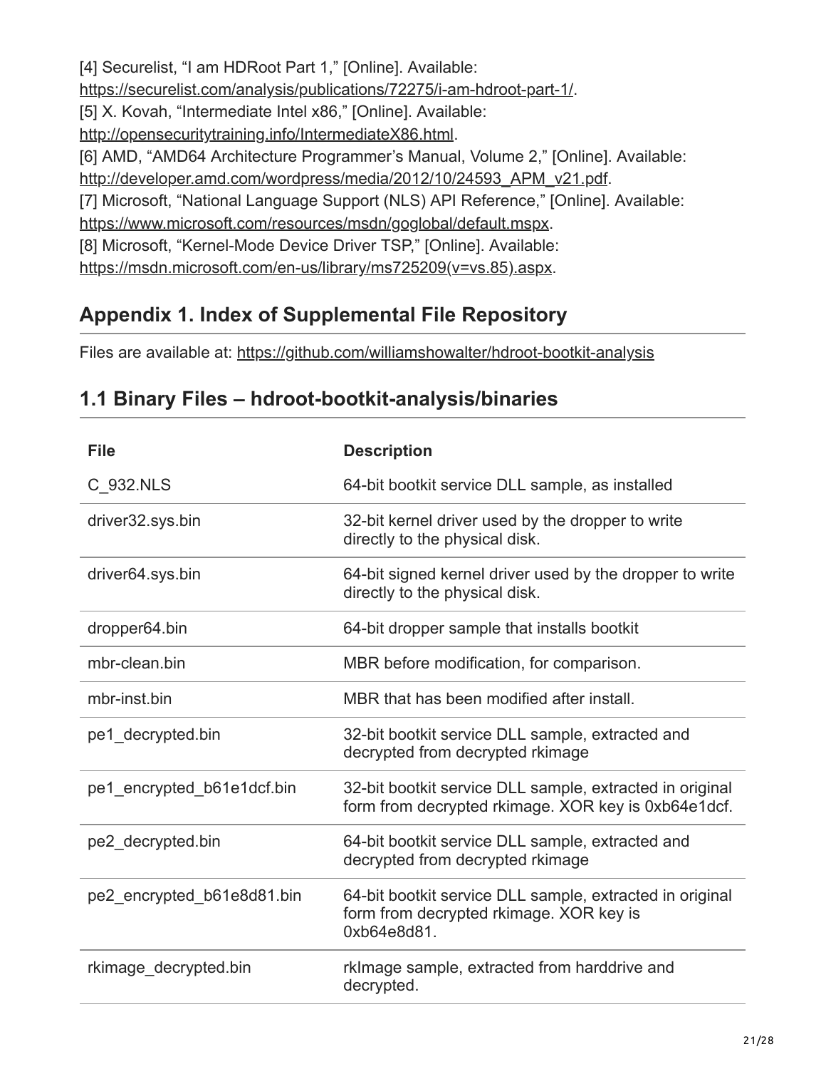[4] Securelist, "I am HDRoot Part 1," [Online]. Available: https://securelist.com/analysis/publications/72275/i-am-hdroot-part-1/.
[5] X. Kovah, "Intermediate Intel x86," [Online]. Available: http://opensecuritytraining.info/IntermediateX86.html.
[6] AMD, "AMD64 Architecture Programmer's Manual, Volume 2," [Online]. Available: http://developer.amd.com/wordpress/media/2012/10/24593_APM_v21.pdf.
[7] Microsoft, "National Language Support (NLS) API Reference," [Online]. Available: https://www.microsoft.com/resources/msdn/goglobal/default.mspx.
[8] Microsoft, "Kernel-Mode Device Driver TSP," [Online]. Available: https://msdn.microsoft.com/en-us/library/ms725209(v=vs.85).aspx.

## Appendix 1. Index of Supplemental File Repository

Files are available at: https://github.com/williamshowalter/hdroot-bootkit-analysis

## 1.1 Binary Files – hdroot-bootkit-analysis/binaries

| File | Description |
| --- | --- |
| C_932.NLS | 64-bit bootkit service DLL sample, as installed |
| driver32.sys.bin | 32-bit kernel driver used by the dropper to write directly to the physical disk. |
| driver64.sys.bin | 64-bit signed kernel driver used by the dropper to write directly to the physical disk. |
| dropper64.bin | 64-bit dropper sample that installs bootkit |
| mbr-clean.bin | MBR before modification, for comparison. |
| mbr-inst.bin | MBR that has been modified after install. |
| pe1_decrypted.bin | 32-bit bootkit service DLL sample, extracted and decrypted from decrypted rkimage |
| pe1_encrypted_b61e1dcf.bin | 32-bit bootkit service DLL sample, extracted in original form from decrypted rkimage. XOR key is 0xb64e1dcf. |
| pe2_decrypted.bin | 64-bit bootkit service DLL sample, extracted and decrypted from decrypted rkimage |
| pe2_encrypted_b61e8d81.bin | 64-bit bootkit service DLL sample, extracted in original form from decrypted rkimage. XOR key is 0xb64e8d81. |
| rkimage_decrypted.bin | rkImage sample, extracted from harddrive and decrypted. |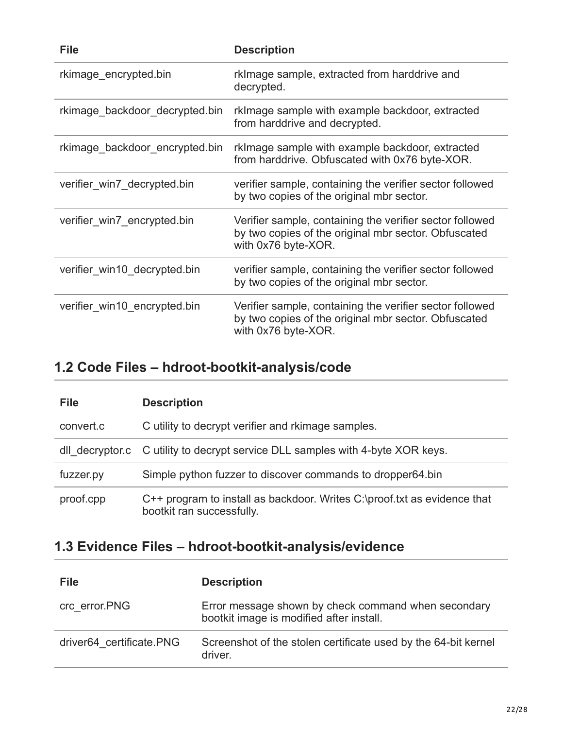| File | Description |
| --- | --- |
| rkimage_encrypted.bin | rkImage sample, extracted from harddrive and decrypted. |
| rkimage_backdoor_decrypted.bin | rkImage sample with example backdoor, extracted from harddrive and decrypted. |
| rkimage_backdoor_encrypted.bin | rkImage sample with example backdoor, extracted from harddrive. Obfuscated with 0x76 byte-XOR. |
| verifier_win7_decrypted.bin | verifier sample, containing the verifier sector followed by two copies of the original mbr sector. |
| verifier_win7_encrypted.bin | Verifier sample, containing the verifier sector followed by two copies of the original mbr sector. Obfuscated with 0x76 byte-XOR. |
| verifier_win10_decrypted.bin | verifier sample, containing the verifier sector followed by two copies of the original mbr sector. |
| verifier_win10_encrypted.bin | Verifier sample, containing the verifier sector followed by two copies of the original mbr sector. Obfuscated with 0x76 byte-XOR. |

## 1.2 Code Files – hdroot-bootkit-analysis/code

| File | Description |
| --- | --- |
| convert.c | C utility to decrypt verifier and rkimage samples. |
| dll_decryptor.c | C utility to decrypt service DLL samples with 4-byte XOR keys. |
| fuzzer.py | Simple python fuzzer to discover commands to dropper64.bin |
| proof.cpp | C++ program to install as backdoor. Writes C:\proof.txt as evidence that bootkit ran successfully. |

## 1.3 Evidence Files – hdroot-bootkit-analysis/evidence

| File | Description |
| --- | --- |
| crc_error.PNG | Error message shown by check command when secondary bootkit image is modified after install. |
| driver64_certificate.PNG | Screenshot of the stolen certificate used by the 64-bit kernel driver. |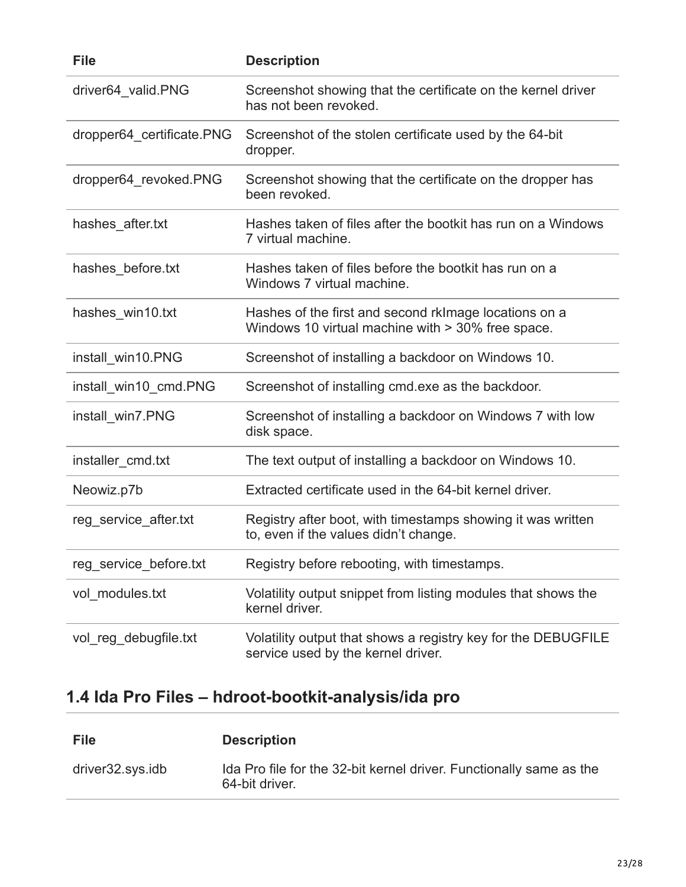| File | Description |
| --- | --- |
| driver64_valid.PNG | Screenshot showing that the certificate on the kernel driver has not been revoked. |
| dropper64_certificate.PNG | Screenshot of the stolen certificate used by the 64-bit dropper. |
| dropper64_revoked.PNG | Screenshot showing that the certificate on the dropper has been revoked. |
| hashes_after.txt | Hashes taken of files after the bootkit has run on a Windows 7 virtual machine. |
| hashes_before.txt | Hashes taken of files before the bootkit has run on a Windows 7 virtual machine. |
| hashes_win10.txt | Hashes of the first and second rkImage locations on a Windows 10 virtual machine with > 30% free space. |
| install_win10.PNG | Screenshot of installing a backdoor on Windows 10. |
| install_win10_cmd.PNG | Screenshot of installing cmd.exe as the backdoor. |
| install_win7.PNG | Screenshot of installing a backdoor on Windows 7 with low disk space. |
| installer_cmd.txt | The text output of installing a backdoor on Windows 10. |
| Neowiz.p7b | Extracted certificate used in the 64-bit kernel driver. |
| reg_service_after.txt | Registry after boot, with timestamps showing it was written to, even if the values didn't change. |
| reg_service_before.txt | Registry before rebooting, with timestamps. |
| vol_modules.txt | Volatility output snippet from listing modules that shows the kernel driver. |
| vol_reg_debugfile.txt | Volatility output that shows a registry key for the DEBUGFILE service used by the kernel driver. |

## 1.4 Ida Pro Files – hdroot-bootkit-analysis/ida pro

| File | Description |
| --- | --- |
| driver32.sys.idb | Ida Pro file for the 32-bit kernel driver. Functionally same as the 64-bit driver. |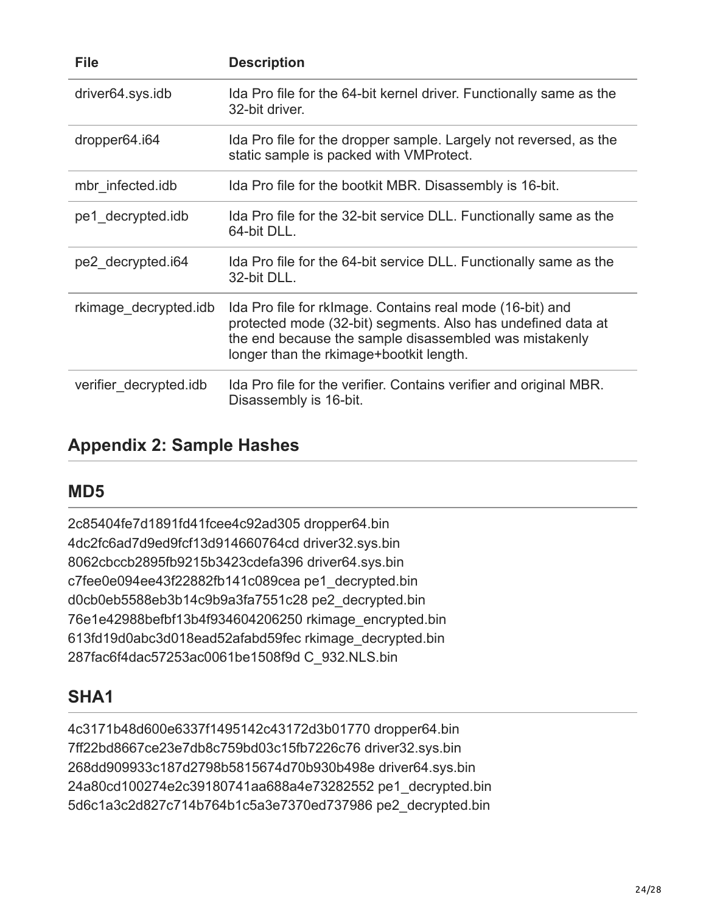| File | Description |
| --- | --- |
| driver64.sys.idb | Ida Pro file for the 64-bit kernel driver. Functionally same as the 32-bit driver. |
| dropper64.i64 | Ida Pro file for the dropper sample. Largely not reversed, as the static sample is packed with VMProtect. |
| mbr_infected.idb | Ida Pro file for the bootkit MBR. Disassembly is 16-bit. |
| pe1_decrypted.idb | Ida Pro file for the 32-bit service DLL. Functionally same as the 64-bit DLL. |
| pe2_decrypted.i64 | Ida Pro file for the 64-bit service DLL. Functionally same as the 32-bit DLL. |
| rkimage_decrypted.idb | Ida Pro file for rkImage. Contains real mode (16-bit) and protected mode (32-bit) segments. Also has undefined data at the end because the sample disassembled was mistakenly longer than the rkimage+bootkit length. |
| verifier_decrypted.idb | Ida Pro file for the verifier. Contains verifier and original MBR. Disassembly is 16-bit. |

## Appendix 2: Sample Hashes

### MD5

2c85404fe7d1891fd41fcee4c92ad305 dropper64.bin
4dc2fc6ad7d9ed9fcf13d914660764cd driver32.sys.bin
8062cbccb2895fb9215b3423cdefa396 driver64.sys.bin
c7fee0e094ee43f22882fb141c089cea pe1_decrypted.bin
d0cb0eb5588eb3b14c9b9a3fa7551c28 pe2_decrypted.bin
76e1e42988befbf13b4f934604206250 rkimage_encrypted.bin
613fd19d0abc3d018ead52afabd59fec rkimage_decrypted.bin
287fac6f4dac57253ac0061be1508f9d C_932.NLS.bin

### SHA1

4c3171b48d600e6337f1495142c43172d3b01770 dropper64.bin
7ff22bd8667ce23e7db8c759bd03c15fb7226c76 driver32.sys.bin
268dd909933c187d2798b5815674d70b930b498e driver64.sys.bin
24a80cd100274e2c39180741aa688a4e73282552 pe1_decrypted.bin
5d6c1a3c2d827c714b764b1c5a3e7370ed737986 pe2_decrypted.bin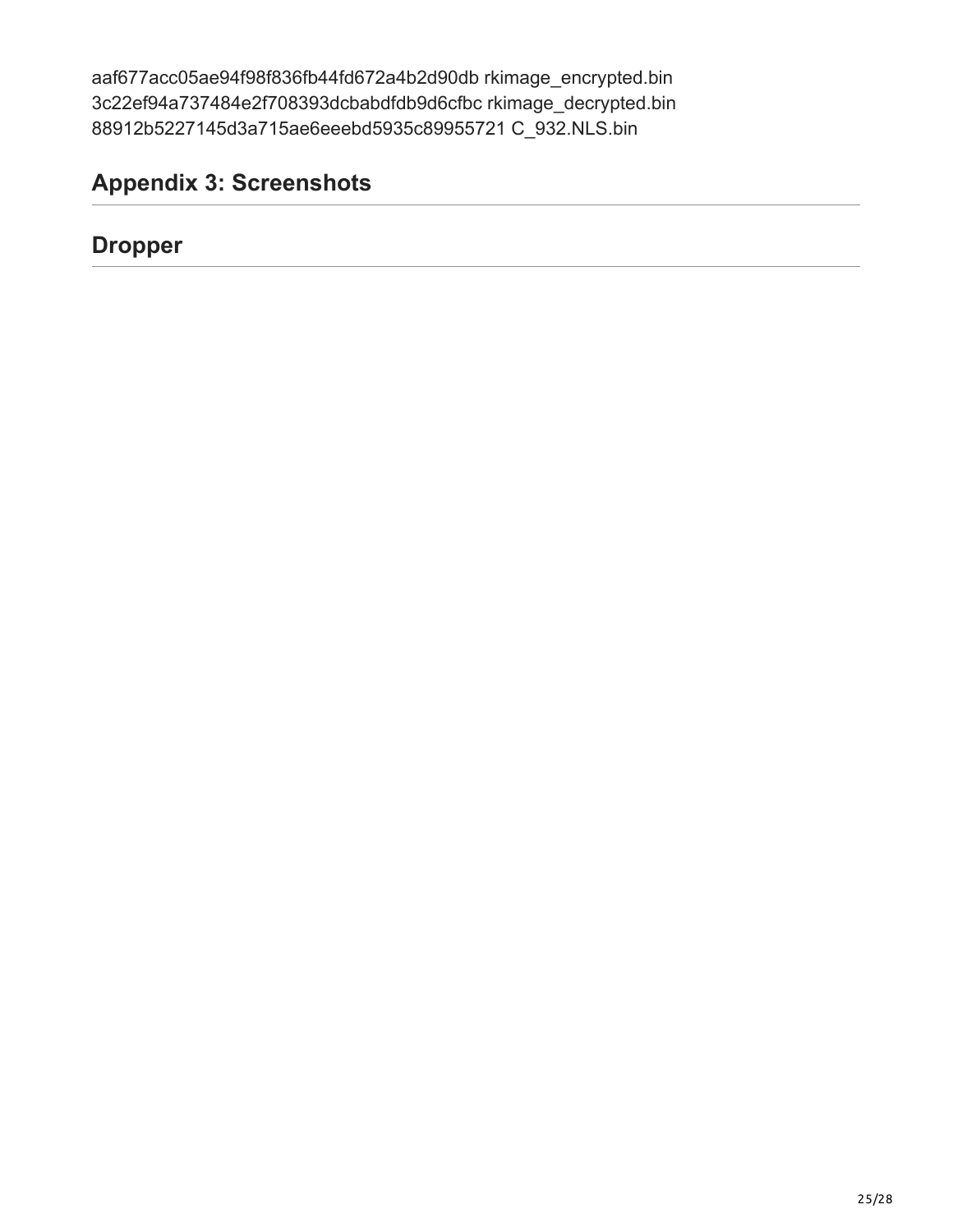aaf677acc05ae94f98f836fb44fd672a4b2d90db rkimage_encrypted.bin
3c22ef94a737484e2f708393dcbabdfdb9d6cfbc rkimage_decrypted.bin
88912b5227145d3a715ae6eeebd5935c89955721 C_932.NLS.bin

## Appendix 3: Screenshots

## Dropper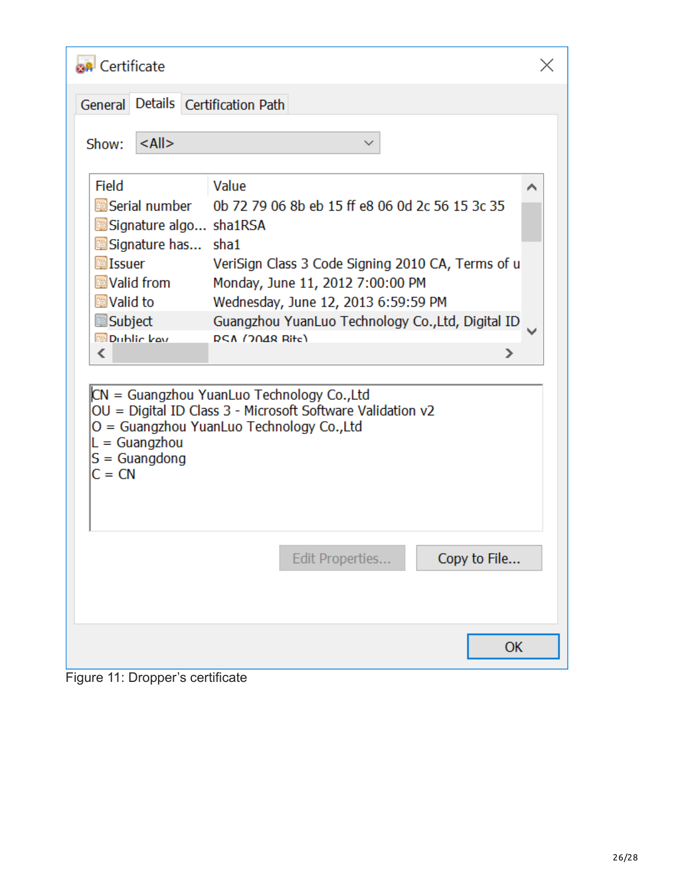**Certificate**

General | Details | Certification Path

Show: <All>

| Field | Value |
| --- | --- |
| Serial number | 0b 72 79 06 8b eb 15 ff e8 06 0d 2c 56 15 3c 35 |
| Signature algo... | sha1RSA |
| Signature has... | sha1 |
| Issuer | VeriSign Class 3 Code Signing 2010 CA, Terms of u |
| Valid from | Monday, June 11, 2012 7:00:00 PM |
| Valid to | Wednesday, June 12, 2013 6:59:59 PM |
| Subject | Guangzhou YuanLuo Technology Co.,Ltd, Digital ID |
| Public key | RSA (2048 Bits) |

CN = Guangzhou YuanLuo Technology Co.,Ltd
OU = Digital ID Class 3 - Microsoft Software Validation v2
O = Guangzhou YuanLuo Technology Co.,Ltd
L = Guangzhou
S = Guangdong
C = CN

Edit Properties... | Copy to File...

OK

Figure 11: Dropper's certificate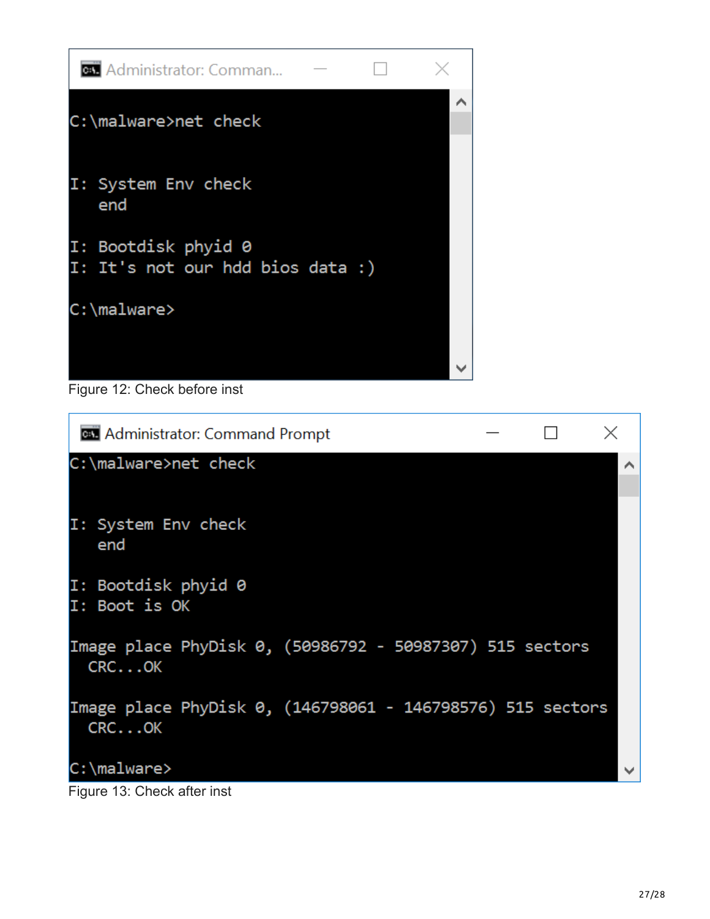```
C:\malware>net check


I: System Env check
   end

I: Bootdisk phyid 0
I: It's not our hdd bios data :)

C:\malware>
```

Figure 12: Check before inst

```
C:\malware>net check


I: System Env check
   end

I: Bootdisk phyid 0
I: Boot is OK

Image place PhyDisk 0, (50986792 - 50987307) 515 sectors
  CRC...OK

Image place PhyDisk 0, (146798061 - 146798576) 515 sectors
  CRC...OK

C:\malware>
```

Figure 13: Check after inst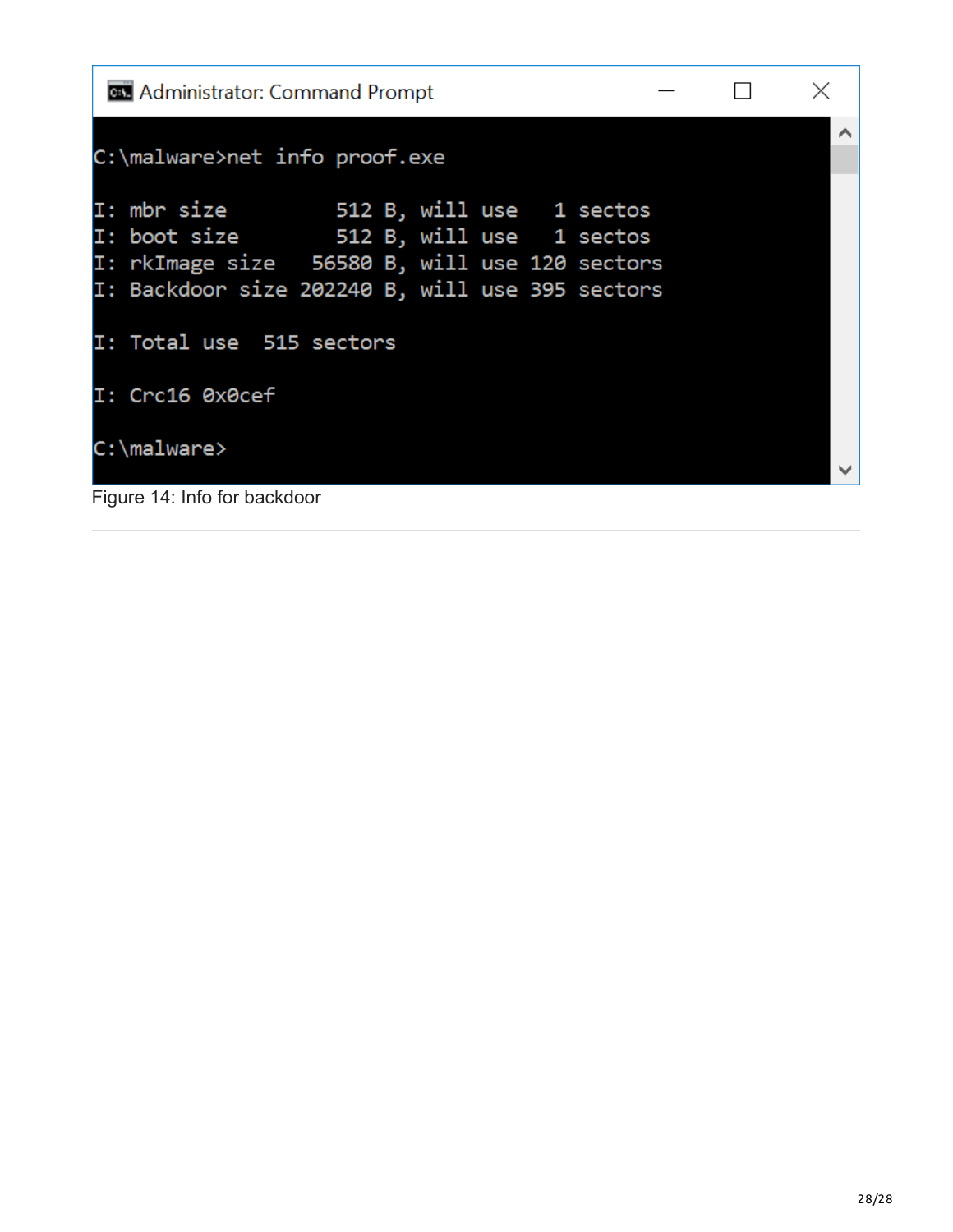```
C:\malware>net info proof.exe

I: mbr size          512 B, will use   1 sectos
I: boot size         512 B, will use   1 sectos
I: rkImage size    56580 B, will use 120 sectors
I: Backdoor size 202240 B, will use 395 sectors

I: Total use  515 sectors

I: Crc16 0x0cef

C:\malware>
```

Figure 14: Info for backdoor